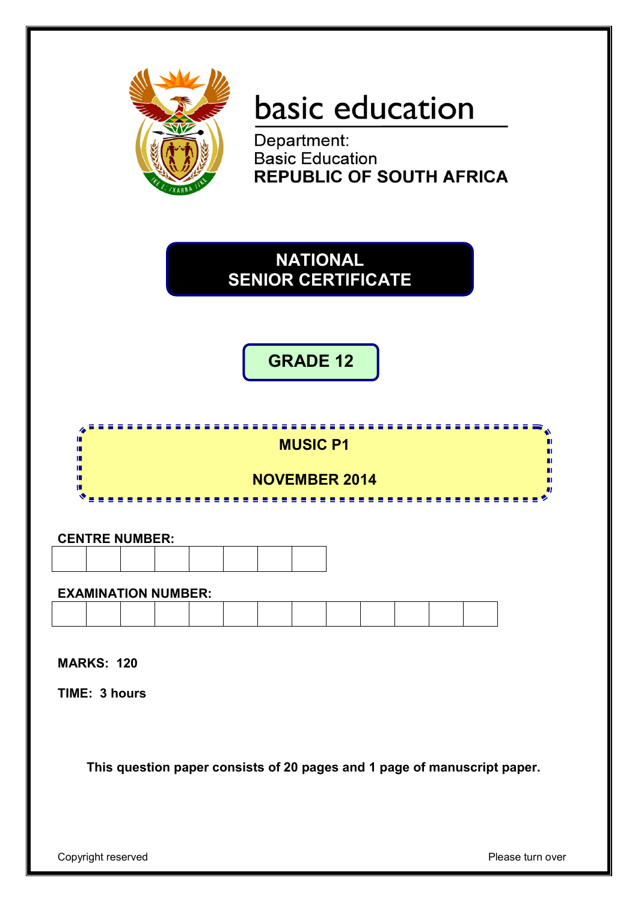basic education

Department:
Basic Education
**REPUBLIC OF SOUTH AFRICA**

# NATIONAL SENIOR CERTIFICATE

## GRADE 12

## MUSIC P1

## NOVEMBER 2014

**CENTRE NUMBER:**

| | | | | | | | |
|---|---|---|---|---|---|---|---|
| | | | | | | | |

**EXAMINATION NUMBER:**

| | | | | | | | | | | | | |
|---|---|---|---|---|---|---|---|---|---|---|---|---|
| | | | | | | | | | | | | |

**MARKS: 120**

**TIME: 3 hours**

**This question paper consists of 20 pages and 1 page of manuscript paper.**

Copyright reserved

Please turn over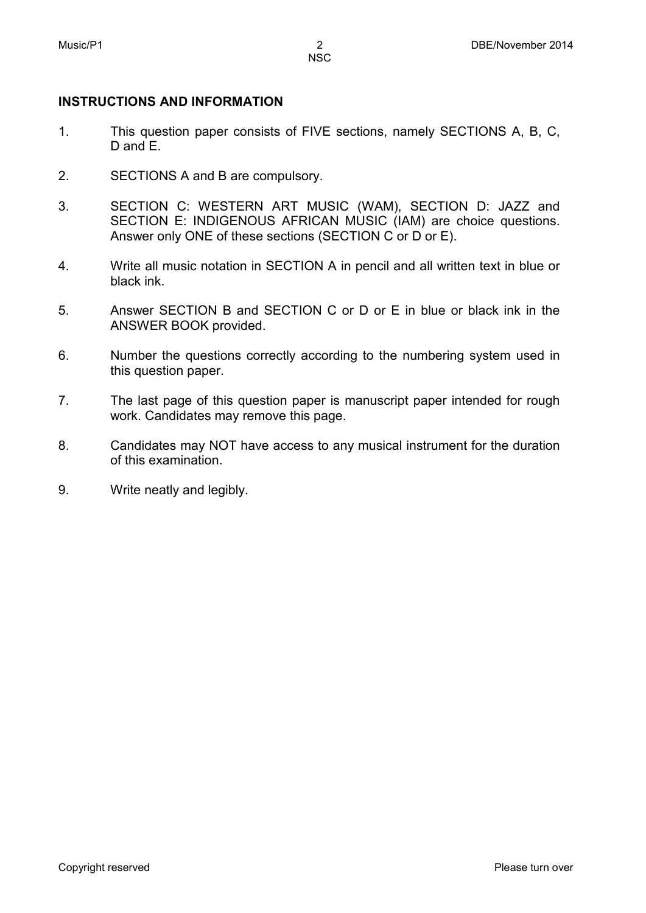**INSTRUCTIONS AND INFORMATION**

1. This question paper consists of FIVE sections, namely SECTIONS A, B, C, D and E.

2. SECTIONS A and B are compulsory.

3. SECTION C: WESTERN ART MUSIC (WAM), SECTION D: JAZZ and SECTION E: INDIGENOUS AFRICAN MUSIC (IAM) are choice questions. Answer only ONE of these sections (SECTION C or D or E).

4. Write all music notation in SECTION A in pencil and all written text in blue or black ink.

5. Answer SECTION B and SECTION C or D or E in blue or black ink in the ANSWER BOOK provided.

6. Number the questions correctly according to the numbering system used in this question paper.

7. The last page of this question paper is manuscript paper intended for rough work. Candidates may remove this page.

8. Candidates may NOT have access to any musical instrument for the duration of this examination.

9. Write neatly and legibly.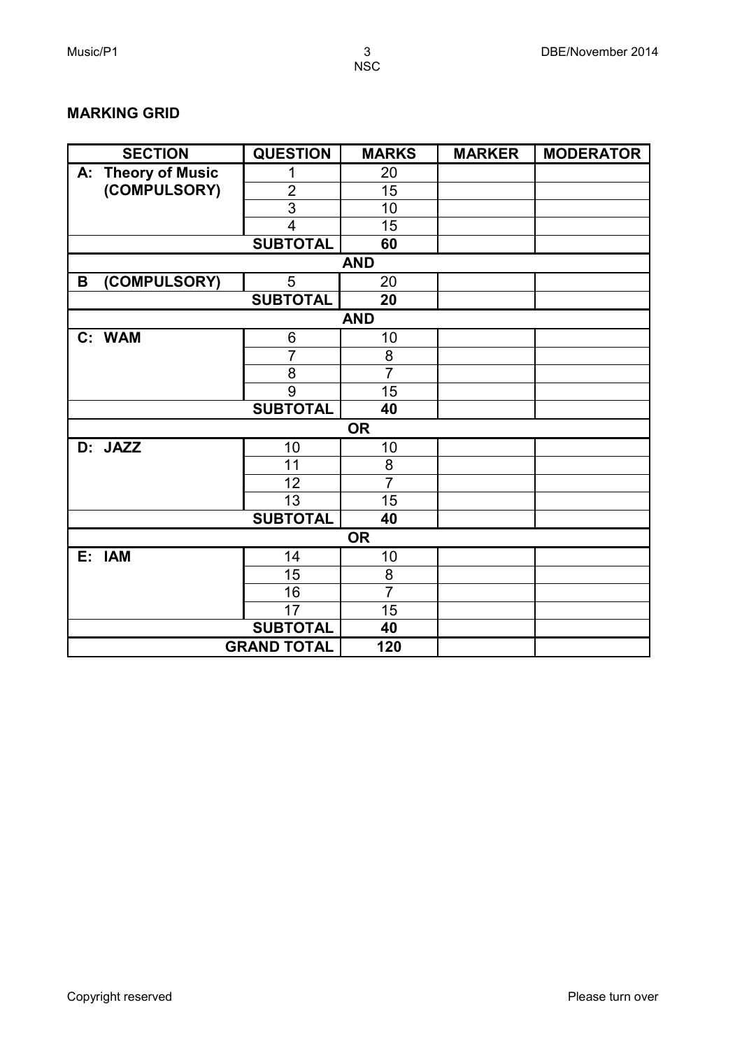## MARKING GRID

| SECTION | QUESTION | MARKS | MARKER | MODERATOR |
|---|---|---|---|---|
| **A: Theory of Music (COMPULSORY)** | 1 | 20 | | |
| | 2 | 15 | | |
| | 3 | 10 | | |
| | 4 | 15 | | |
| | **SUBTOTAL** | **60** | | |
| | | **AND** | | |
| **B (COMPULSORY)** | 5 | 20 | | |
| | **SUBTOTAL** | **20** | | |
| | | **AND** | | |
| **C: WAM** | 6 | 10 | | |
| | 7 | 8 | | |
| | 8 | 7 | | |
| | 9 | 15 | | |
| | **SUBTOTAL** | **40** | | |
| | | **OR** | | |
| **D: JAZZ** | 10 | 10 | | |
| | 11 | 8 | | |
| | 12 | 7 | | |
| | 13 | 15 | | |
| | **SUBTOTAL** | **40** | | |
| | | **OR** | | |
| **E: IAM** | 14 | 10 | | |
| | 15 | 8 | | |
| | 16 | 7 | | |
| | 17 | 15 | | |
| | **SUBTOTAL** | **40** | | |
| | **GRAND TOTAL** | **120** | | |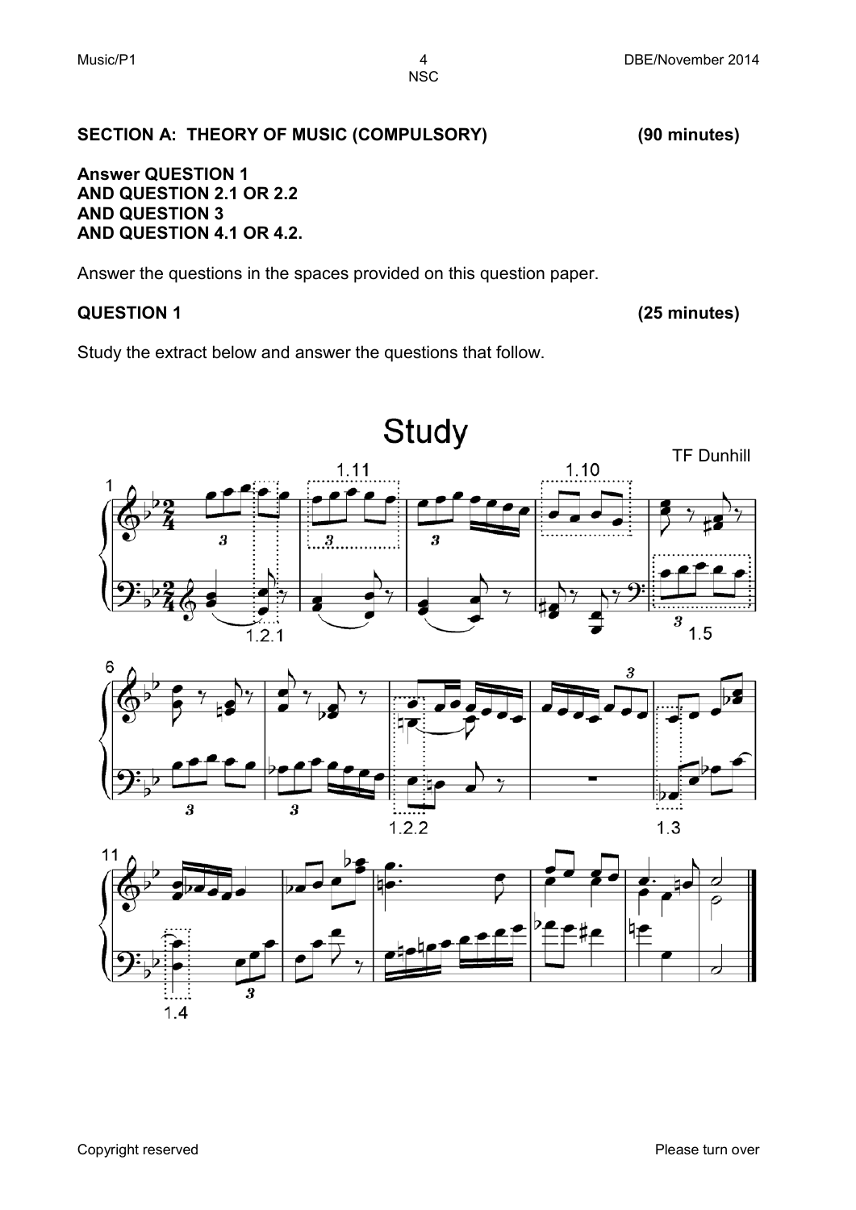## SECTION A: THEORY OF MUSIC (COMPULSORY) (90 minutes)

**Answer QUESTION 1**
**AND QUESTION 2.1 OR 2.2**
**AND QUESTION 3**
**AND QUESTION 4.1 OR 4.2.**

Answer the questions in the spaces provided on this question paper.

## QUESTION 1 (25 minutes)

Study the extract below and answer the questions that follow.

# Study

TF Dunhill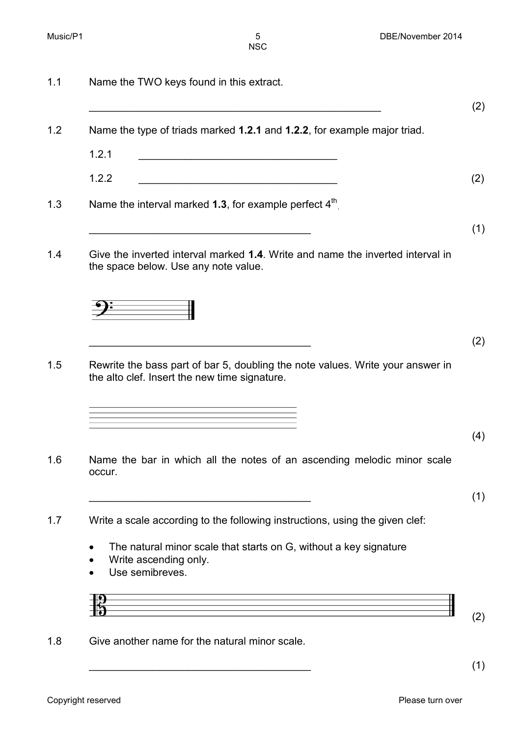1.1 Name the TWO keys found in this extract.

_______________________________________________ (2)

1.2 Name the type of triads marked **1.2.1** and **1.2.2**, for example major triad.

1.2.1 ________________________________

1.2.2 ________________________________ (2)

1.3 Name the interval marked **1.3**, for example perfect $4^{th}$.

________________________________ (1)

1.4 Give the inverted interval marked **1.4**. Write and name the inverted interval in the space below. Use any note value.

________________________________ (2)

1.5 Rewrite the bass part of bar 5, doubling the note values. Write your answer in the alto clef. Insert the new time signature.

(4)

1.6 Name the bar in which all the notes of an ascending melodic minor scale occur.

________________________________ (1)

1.7 Write a scale according to the following instructions, using the given clef:

- The natural minor scale that starts on G, without a key signature
- Write ascending only.
- Use semibreves.

(2)

1.8 Give another name for the natural minor scale.

________________________________ (1)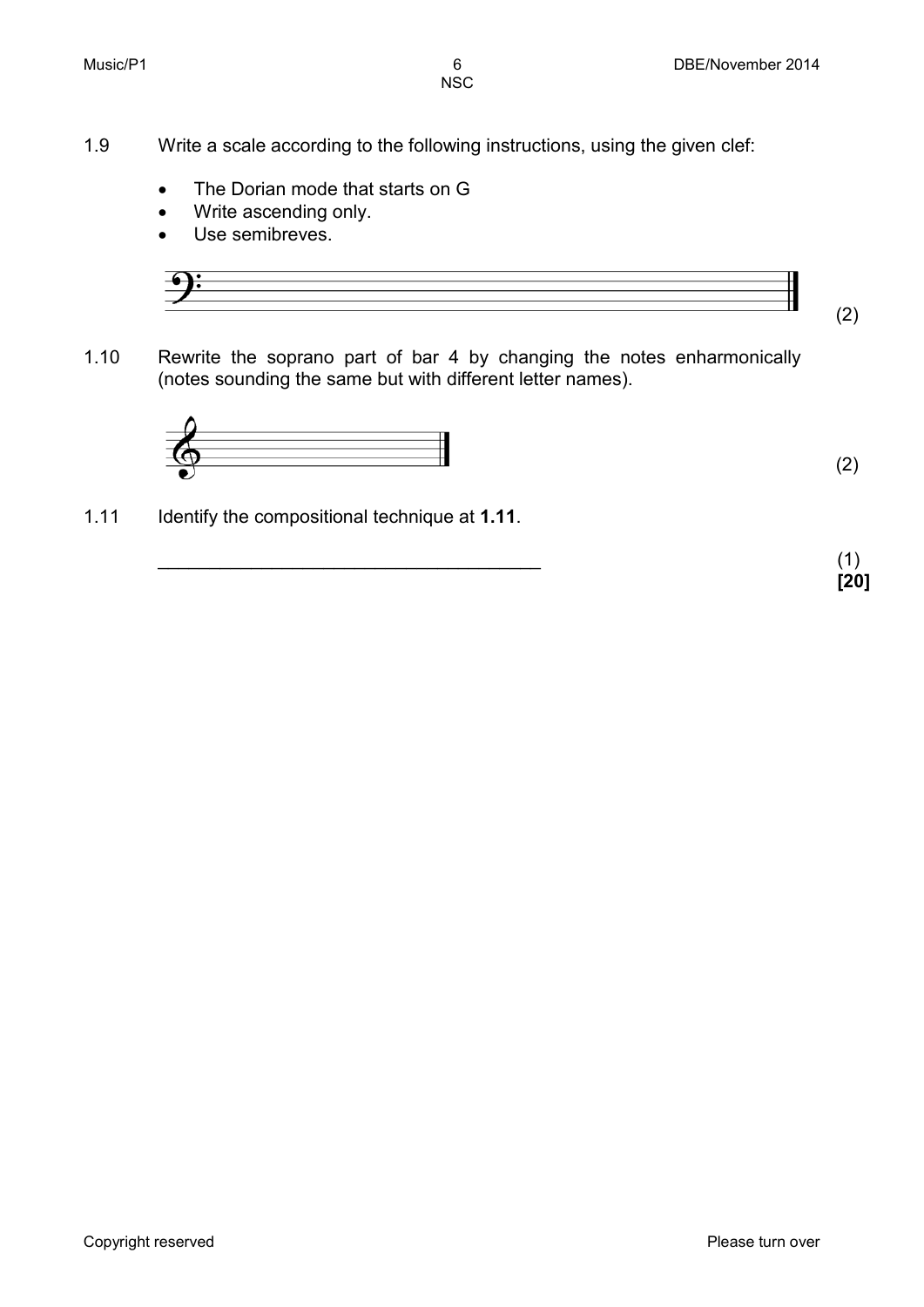1.9 Write a scale according to the following instructions, using the given clef:

- The Dorian mode that starts on G
- Write ascending only.
- Use semibreves.

(2)

1.10 Rewrite the soprano part of bar 4 by changing the notes enharmonically (notes sounding the same but with different letter names).

(2)

1.11 Identify the compositional technique at **1.11**.

\_\_\_\_\_\_\_\_\_\_\_\_\_\_\_\_\_\_\_\_\_\_\_\_\_\_\_\_\_\_\_\_\_\_\_\_ (1)

**[20]**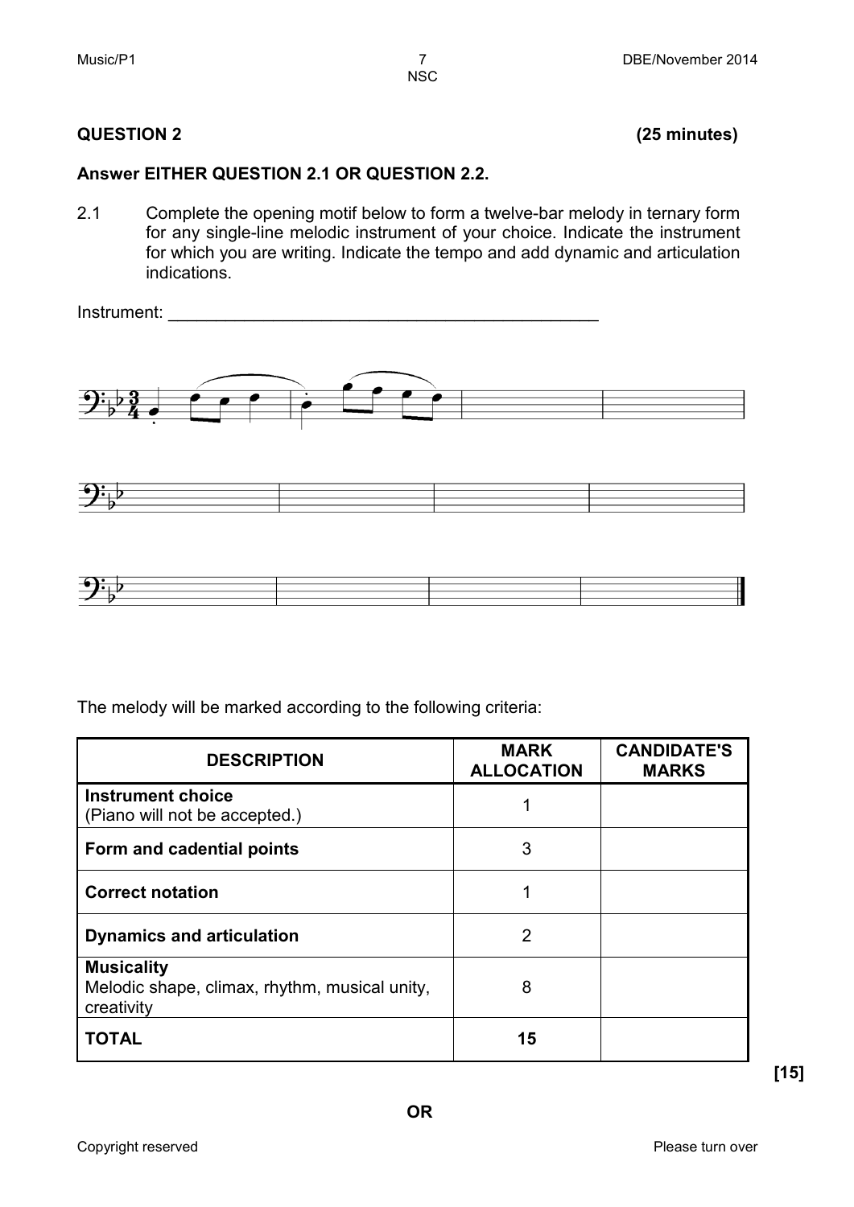**QUESTION 2** **(25 minutes)**

**Answer EITHER QUESTION 2.1 OR QUESTION 2.2.**

2.1 Complete the opening motif below to form a twelve-bar melody in ternary form for any single-line melodic instrument of your choice. Indicate the instrument for which you are writing. Indicate the tempo and add dynamic and articulation indications.

Instrument: _______________________________________________

The melody will be marked according to the following criteria:

| DESCRIPTION | MARK ALLOCATION | CANDIDATE'S MARKS |
|---|---|---|
| **Instrument choice** (Piano will not be accepted.) | 1 | |
| **Form and cadential points** | 3 | |
| **Correct notation** | 1 | |
| **Dynamics and articulation** | 2 | |
| **Musicality** Melodic shape, climax, rhythm, musical unity, creativity | 8 | |
| **TOTAL** | **15** | |

**[15]**

**OR**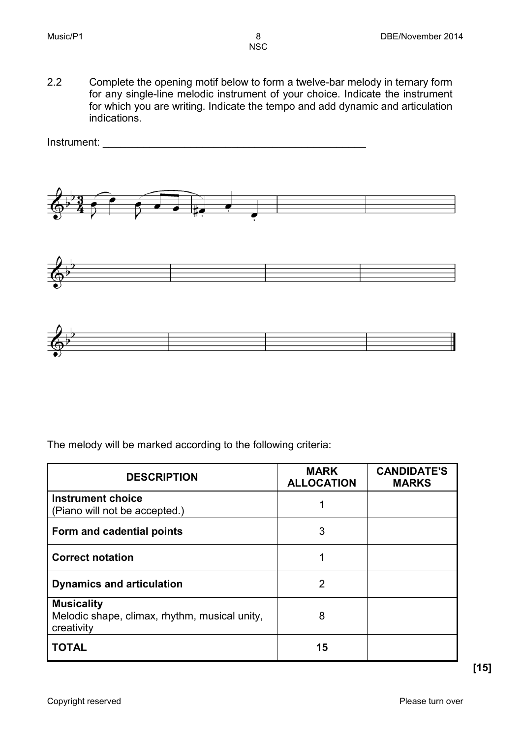2.2 Complete the opening motif below to form a twelve-bar melody in ternary form for any single-line melodic instrument of your choice. Indicate the instrument for which you are writing. Indicate the tempo and add dynamic and articulation indications.

Instrument: _______________________________________________

The melody will be marked according to the following criteria:

| DESCRIPTION | MARK ALLOCATION | CANDIDATE'S MARKS |
|---|---|---|
| **Instrument choice** (Piano will not be accepted.) | 1 | |
| **Form and cadential points** | 3 | |
| **Correct notation** | 1 | |
| **Dynamics and articulation** | 2 | |
| **Musicality** Melodic shape, climax, rhythm, musical unity, creativity | 8 | |
| **TOTAL** | **15** | |

**[15]**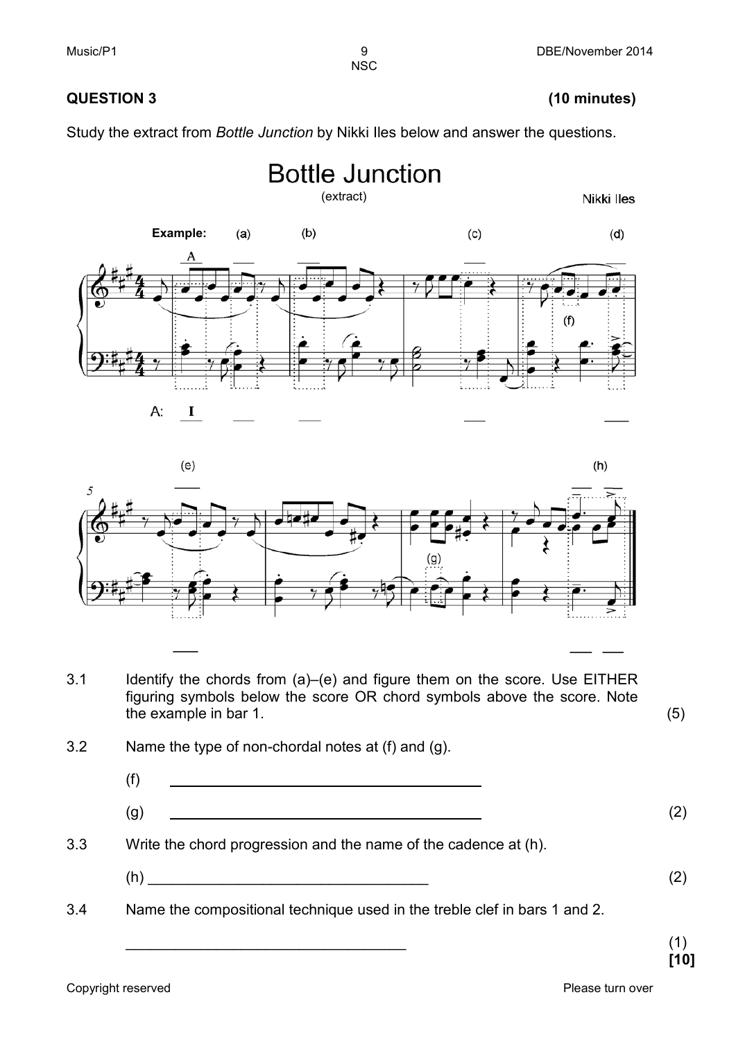**QUESTION 3 (10 minutes)**

Study the extract from *Bottle Junction* by Nikki Iles below and answer the questions.

Bottle Junction
(extract)

Nikki Iles

Example: (a) (b) (c) (d)

A

A: I

(f)

(e) (h)

(g)

3.1 Identify the chords from (a)–(e) and figure them on the score. Use EITHER figuring symbols below the score OR chord symbols above the score. Note the example in bar 1. (5)

3.2 Name the type of non-chordal notes at (f) and (g).

(f) ________________________________________

(g) ________________________________________ (2)

3.3 Write the chord progression and the name of the cadence at (h).

(h) ________________________________________ (2)

3.4 Name the compositional technique used in the treble clef in bars 1 and 2.

________________________________________ (1)

**[10]**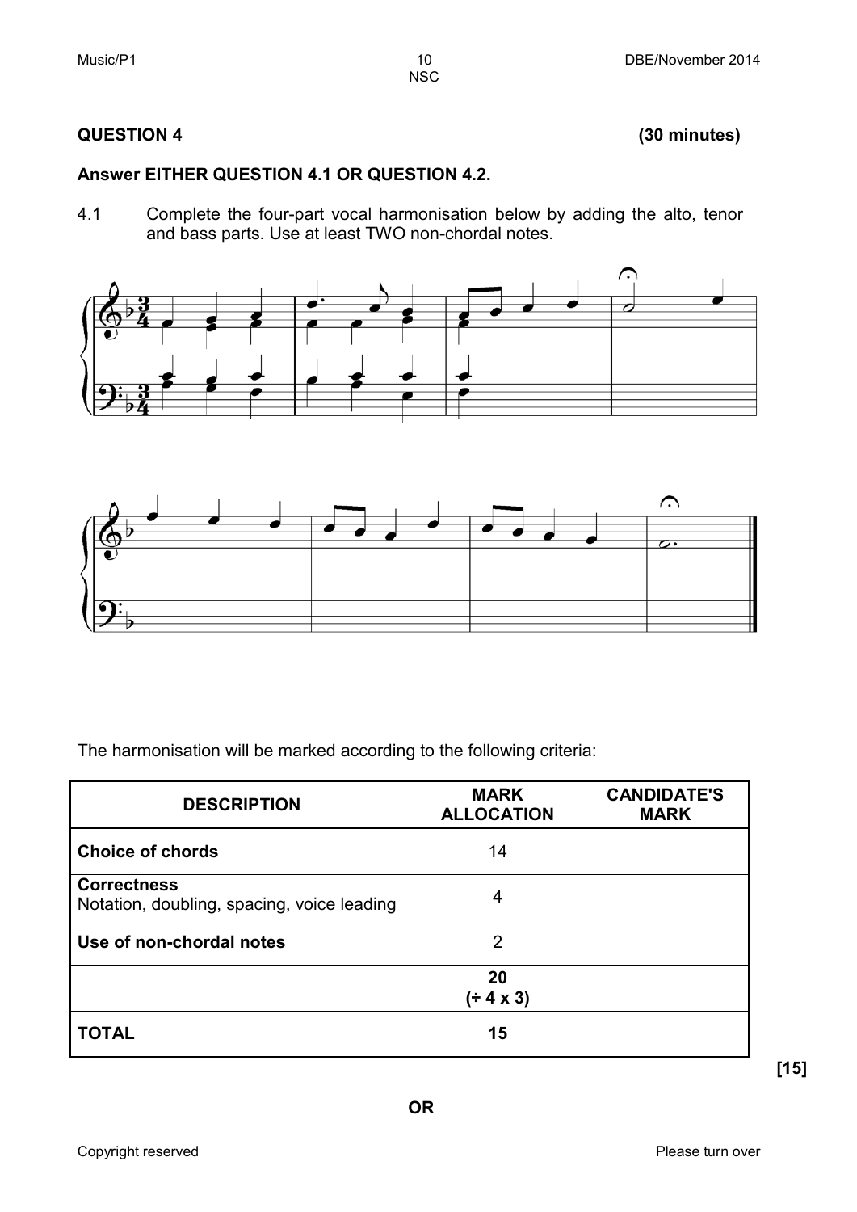## QUESTION 4 **(30 minutes)**

**Answer EITHER QUESTION 4.1 OR QUESTION 4.2.**

4.1 Complete the four-part vocal harmonisation below by adding the alto, tenor and bass parts. Use at least TWO non-chordal notes.

The harmonisation will be marked according to the following criteria:

| DESCRIPTION | MARK ALLOCATION | CANDIDATE'S MARK |
|---|---|---|
| **Choice of chords** | 14 | |
| **Correctness** Notation, doubling, spacing, voice leading | 4 | |
| **Use of non-chordal notes** | 2 | |
| | **20 (÷ 4 x 3)** | |
| **TOTAL** | **15** | |

**[15]**

**OR**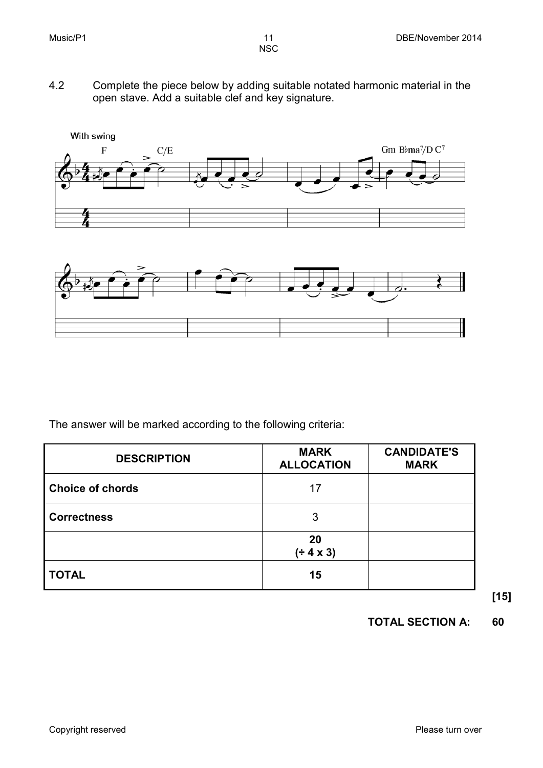4.2 Complete the piece below by adding suitable notated harmonic material in the open stave. Add a suitable clef and key signature.

The answer will be marked according to the following criteria:

| DESCRIPTION | MARK ALLOCATION | CANDIDATE'S MARK |
|---|---|---|
| Choice of chords | 17 | |
| Correctness | 3 | |
| | 20 (÷ 4 x 3) | |
| TOTAL | 15 | |

**[15]**

**TOTAL SECTION A: 60**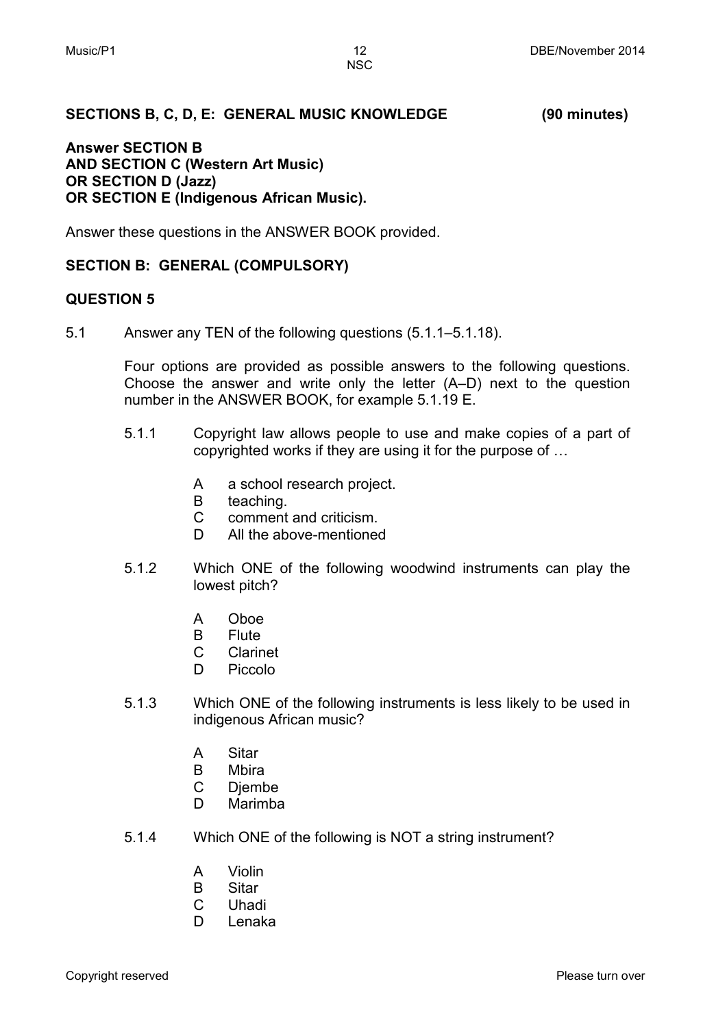**SECTIONS B, C, D, E: GENERAL MUSIC KNOWLEDGE (90 minutes)**

**Answer SECTION B**
**AND SECTION C (Western Art Music)**
**OR SECTION D (Jazz)**
**OR SECTION E (Indigenous African Music).**

Answer these questions in the ANSWER BOOK provided.

## SECTION B: GENERAL (COMPULSORY)

### QUESTION 5

5.1 Answer any TEN of the following questions (5.1.1–5.1.18).

Four options are provided as possible answers to the following questions. Choose the answer and write only the letter (A–D) next to the question number in the ANSWER BOOK, for example 5.1.19 E.

5.1.1 Copyright law allows people to use and make copies of a part of copyrighted works if they are using it for the purpose of …

- A a school research project.
- B teaching.
- C comment and criticism.
- D All the above-mentioned

5.1.2 Which ONE of the following woodwind instruments can play the lowest pitch?

- A Oboe
- B Flute
- C Clarinet
- D Piccolo

5.1.3 Which ONE of the following instruments is less likely to be used in indigenous African music?

- A Sitar
- B Mbira
- C Djembe
- D Marimba

5.1.4 Which ONE of the following is NOT a string instrument?

- A Violin
- B Sitar
- C Uhadi
- D Lenaka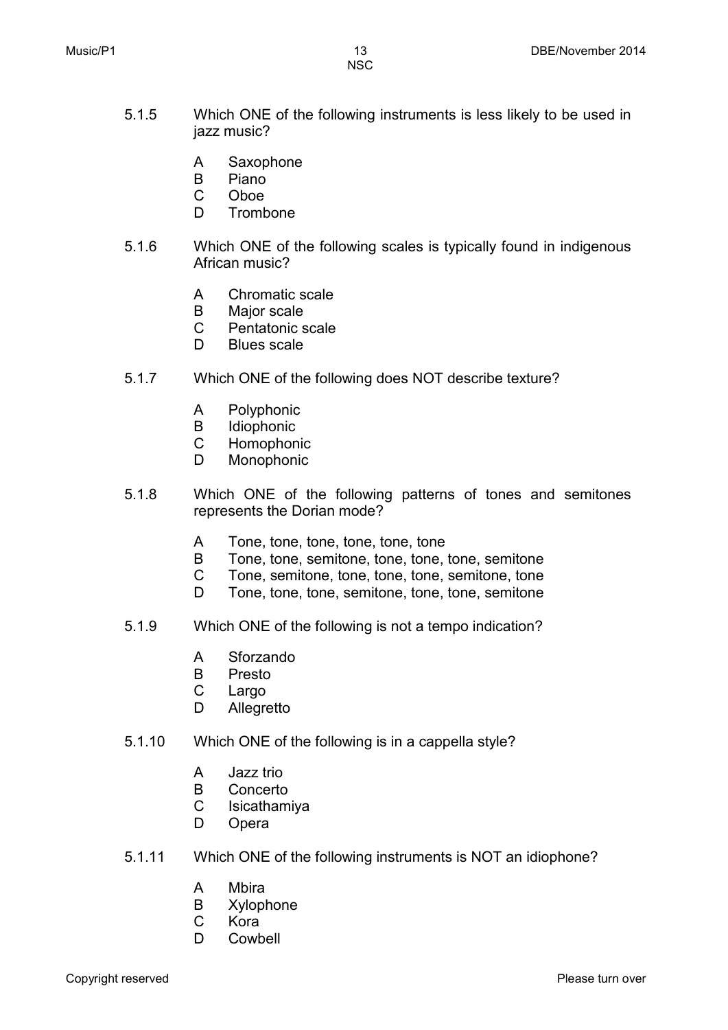5.1.5 Which ONE of the following instruments is less likely to be used in jazz music?

A Saxophone
B Piano
C Oboe
D Trombone

5.1.6 Which ONE of the following scales is typically found in indigenous African music?

A Chromatic scale
B Major scale
C Pentatonic scale
D Blues scale

5.1.7 Which ONE of the following does NOT describe texture?

A Polyphonic
B Idiophonic
C Homophonic
D Monophonic

5.1.8 Which ONE of the following patterns of tones and semitones represents the Dorian mode?

A Tone, tone, tone, tone, tone, tone
B Tone, tone, semitone, tone, tone, tone, semitone
C Tone, semitone, tone, tone, tone, semitone, tone
D Tone, tone, tone, semitone, tone, tone, semitone

5.1.9 Which ONE of the following is not a tempo indication?

A Sforzando
B Presto
C Largo
D Allegretto

5.1.10 Which ONE of the following is in a cappella style?

A Jazz trio
B Concerto
C Isicathamiya
D Opera

5.1.11 Which ONE of the following instruments is NOT an idiophone?

A Mbira
B Xylophone
C Kora
D Cowbell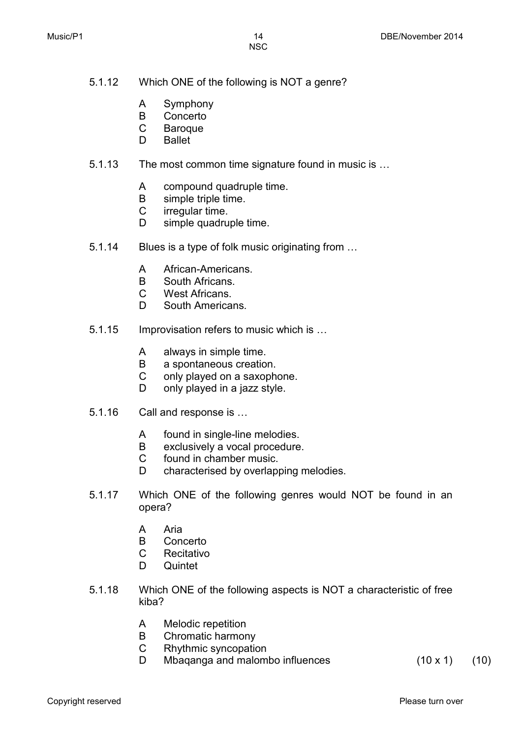5.1.12 Which ONE of the following is NOT a genre?

- A Symphony
- B Concerto
- C Baroque
- D Ballet

5.1.13 The most common time signature found in music is …

- A compound quadruple time.
- B simple triple time.
- C irregular time.
- D simple quadruple time.

5.1.14 Blues is a type of folk music originating from …

- A African-Americans.
- B South Africans.
- C West Africans.
- D South Americans.

5.1.15 Improvisation refers to music which is …

- A always in simple time.
- B a spontaneous creation.
- C only played on a saxophone.
- D only played in a jazz style.

5.1.16 Call and response is …

- A found in single-line melodies.
- B exclusively a vocal procedure.
- C found in chamber music.
- D characterised by overlapping melodies.

5.1.17 Which ONE of the following genres would NOT be found in an opera?

- A Aria
- B Concerto
- C Recitativo
- D Quintet

5.1.18 Which ONE of the following aspects is NOT a characteristic of free kiba?

- A Melodic repetition
- B Chromatic harmony
- C Rhythmic syncopation
- D Mbaqanga and malombo influences (10 x 1) (10)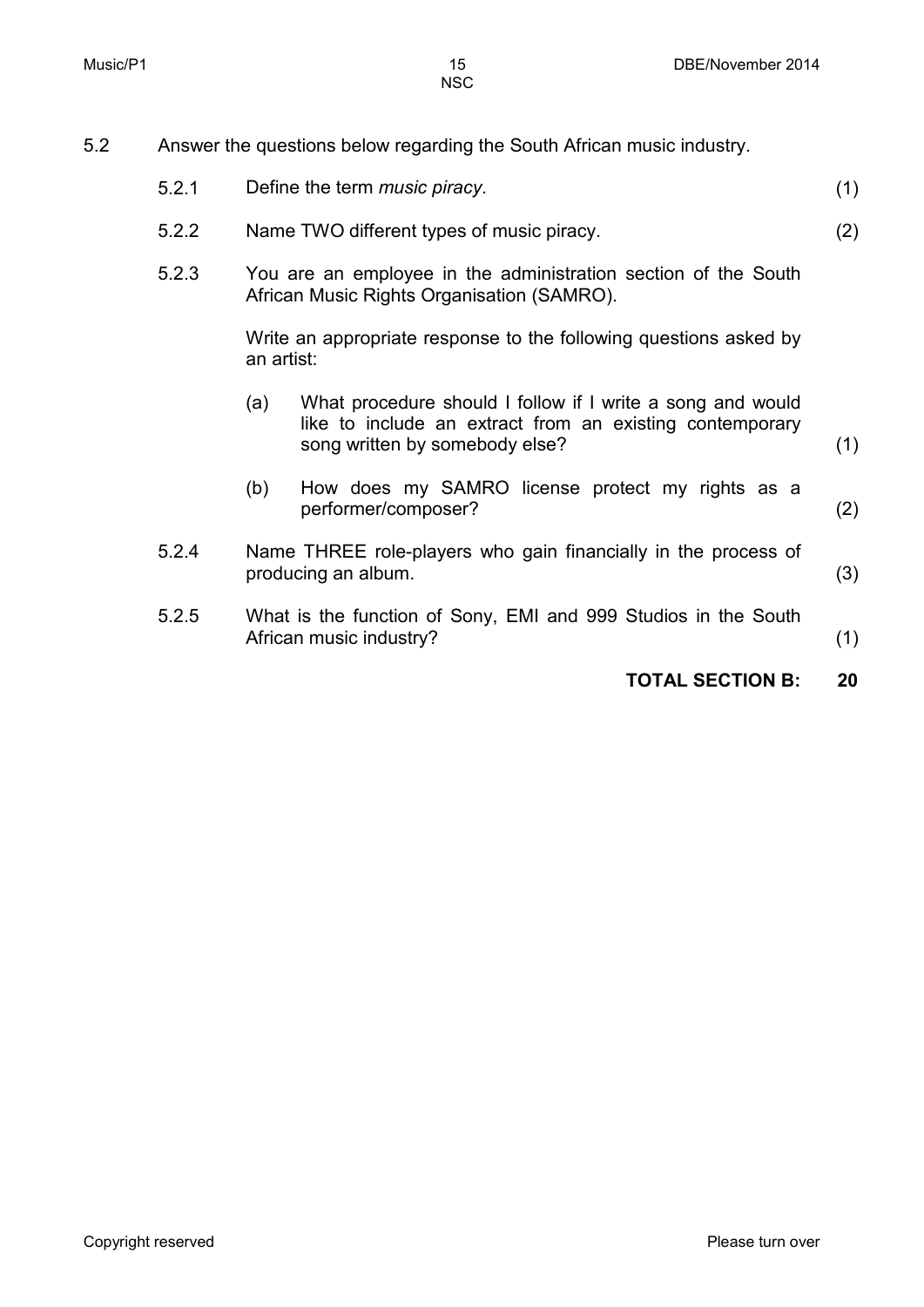5.2 Answer the questions below regarding the South African music industry.

5.2.1 Define the term *music piracy*. (1)

5.2.2 Name TWO different types of music piracy. (2)

5.2.3 You are an employee in the administration section of the South African Music Rights Organisation (SAMRO).

Write an appropriate response to the following questions asked by an artist:

(a) What procedure should I follow if I write a song and would like to include an extract from an existing contemporary song written by somebody else? (1)

(b) How does my SAMRO license protect my rights as a performer/composer? (2)

5.2.4 Name THREE role-players who gain financially in the process of producing an album. (3)

5.2.5 What is the function of Sony, EMI and 999 Studios in the South African music industry? (1)

**TOTAL SECTION B: 20**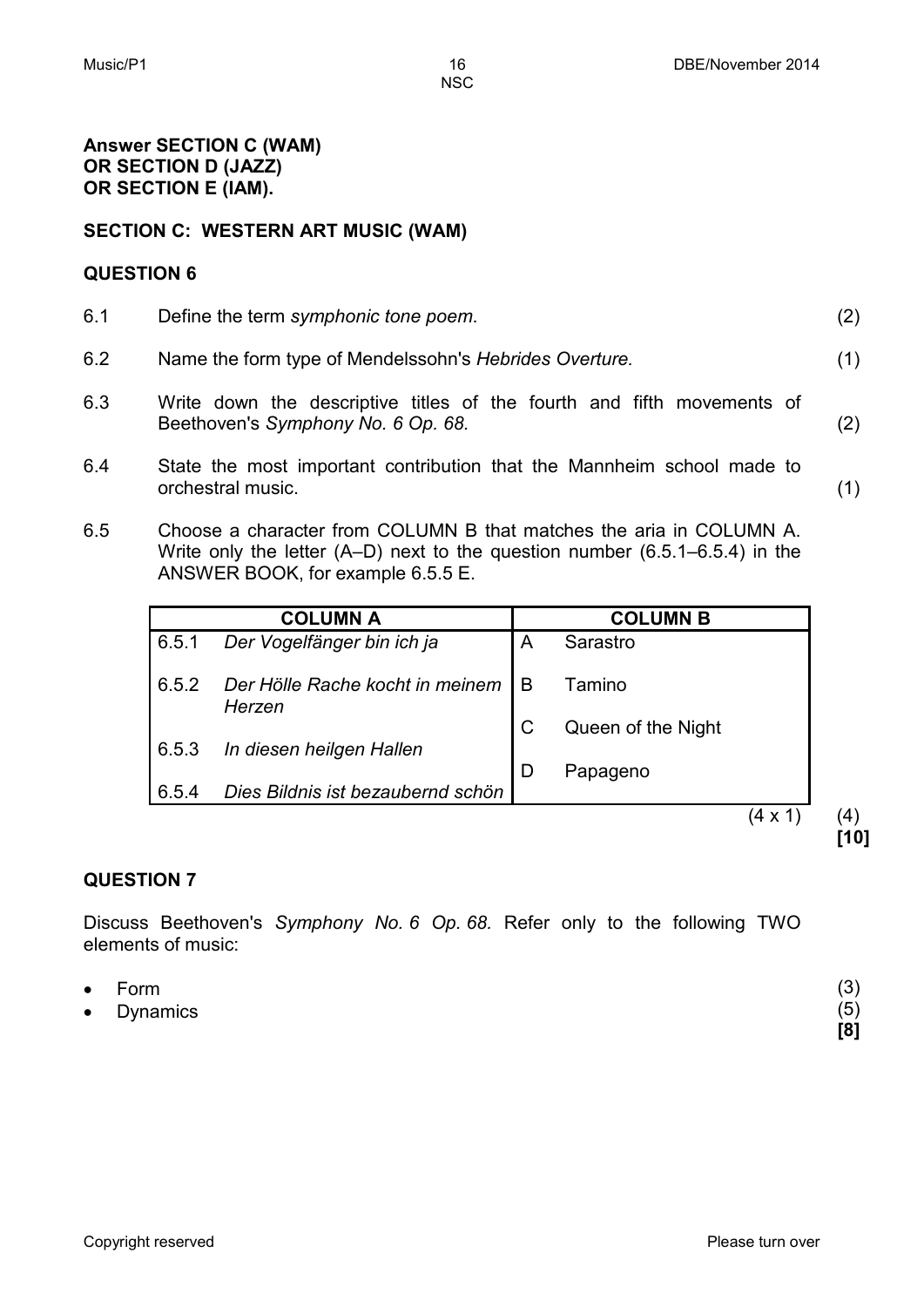**Answer SECTION C (WAM)**
**OR SECTION D (JAZZ)**
**OR SECTION E (IAM).**

## SECTION C: WESTERN ART MUSIC (WAM)

### QUESTION 6

6.1 Define the term *symphonic tone poem.* (2)

6.2 Name the form type of Mendelssohn's *Hebrides Overture.* (1)

6.3 Write down the descriptive titles of the fourth and fifth movements of Beethoven's *Symphony No. 6 Op. 68.* (2)

6.4 State the most important contribution that the Mannheim school made to orchestral music. (1)

6.5 Choose a character from COLUMN B that matches the aria in COLUMN A. Write only the letter (A–D) next to the question number (6.5.1–6.5.4) in the ANSWER BOOK, for example 6.5.5 E.

| COLUMN A | | COLUMN B | |
|---|---|---|---|
| 6.5.1 | *Der Vogelfänger bin ich ja* | A | Sarastro |
| 6.5.2 | *Der Hölle Rache kocht in meinem Herzen* | B | Tamino |
| 6.5.3 | *In diesen heilgen Hallen* | C | Queen of the Night |
| 6.5.4 | *Dies Bildnis ist bezaubernd schön* | D | Papageno |

(4 x 1) (4)
**[10]**

### QUESTION 7

Discuss Beethoven's *Symphony No. 6 Op. 68.* Refer only to the following TWO elements of music:

- Form (3)
- Dynamics (5)

**[8]**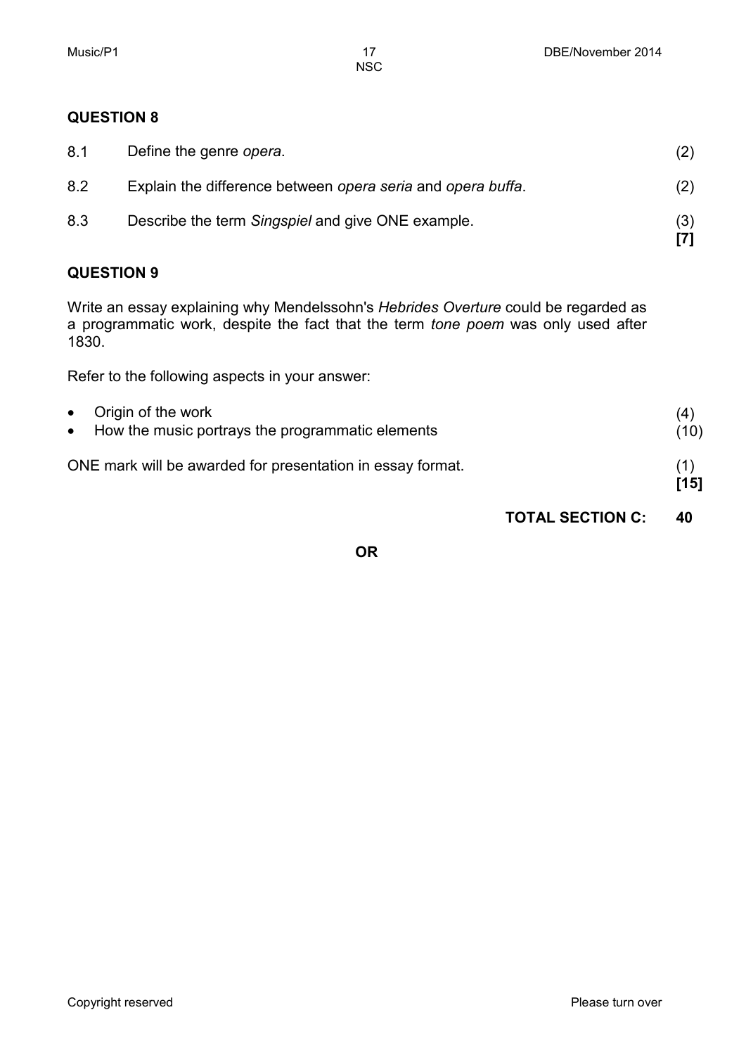## QUESTION 8

| | | |
|---|---|---|
| 8.1 | Define the genre *opera*. | (2) |
| 8.2 | Explain the difference between *opera seria* and *opera buffa*. | (2) |
| 8.3 | Describe the term *Singspiel* and give ONE example. | (3) **[7]** |

## QUESTION 9

Write an essay explaining why Mendelssohn's *Hebrides Overture* could be regarded as a programmatic work, despite the fact that the term *tone poem* was only used after 1830.

Refer to the following aspects in your answer:

- Origin of the work (4)
- How the music portrays the programmatic elements (10)

ONE mark will be awarded for presentation in essay format. (1)

**[15]**

**TOTAL SECTION C: 40**

**OR**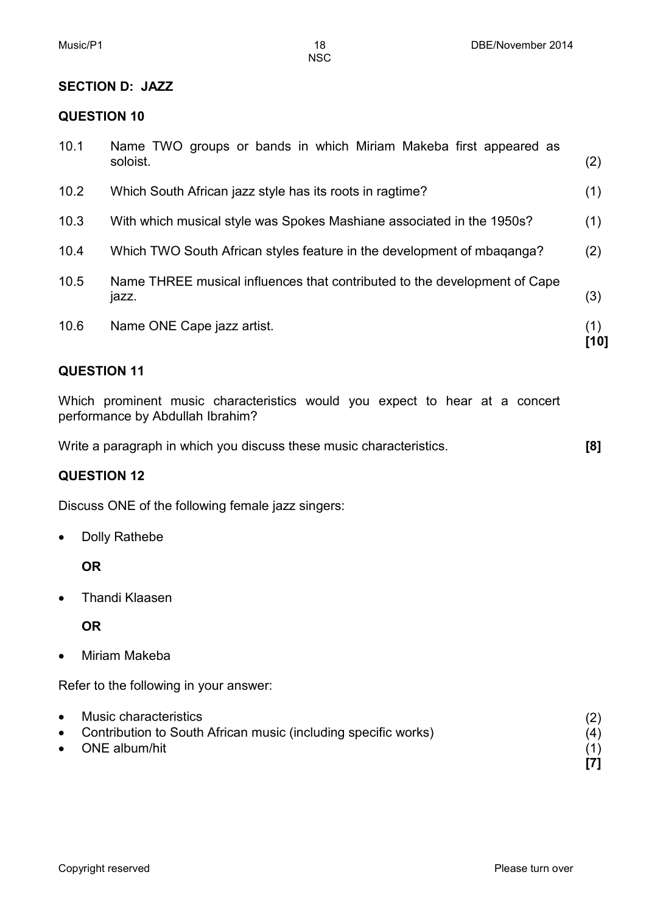## SECTION D: JAZZ

### QUESTION 10

| | | |
|---|---|---|
| 10.1 | Name TWO groups or bands in which Miriam Makeba first appeared as soloist. | (2) |
| 10.2 | Which South African jazz style has its roots in ragtime? | (1) |
| 10.3 | With which musical style was Spokes Mashiane associated in the 1950s? | (1) |
| 10.4 | Which TWO South African styles feature in the development of mbaqanga? | (2) |
| 10.5 | Name THREE musical influences that contributed to the development of Cape jazz. | (3) |
| 10.6 | Name ONE Cape jazz artist. | (1) **[10]** |

### QUESTION 11

Which prominent music characteristics would you expect to hear at a concert performance by Abdullah Ibrahim?

Write a paragraph in which you discuss these music characteristics. **[8]**

### QUESTION 12

Discuss ONE of the following female jazz singers:

- Dolly Rathebe

  **OR**

- Thandi Klaasen

  **OR**

- Miriam Makeba

Refer to the following in your answer:

- Music characteristics (2)
- Contribution to South African music (including specific works) (4)
- ONE album/hit (1)

**[7]**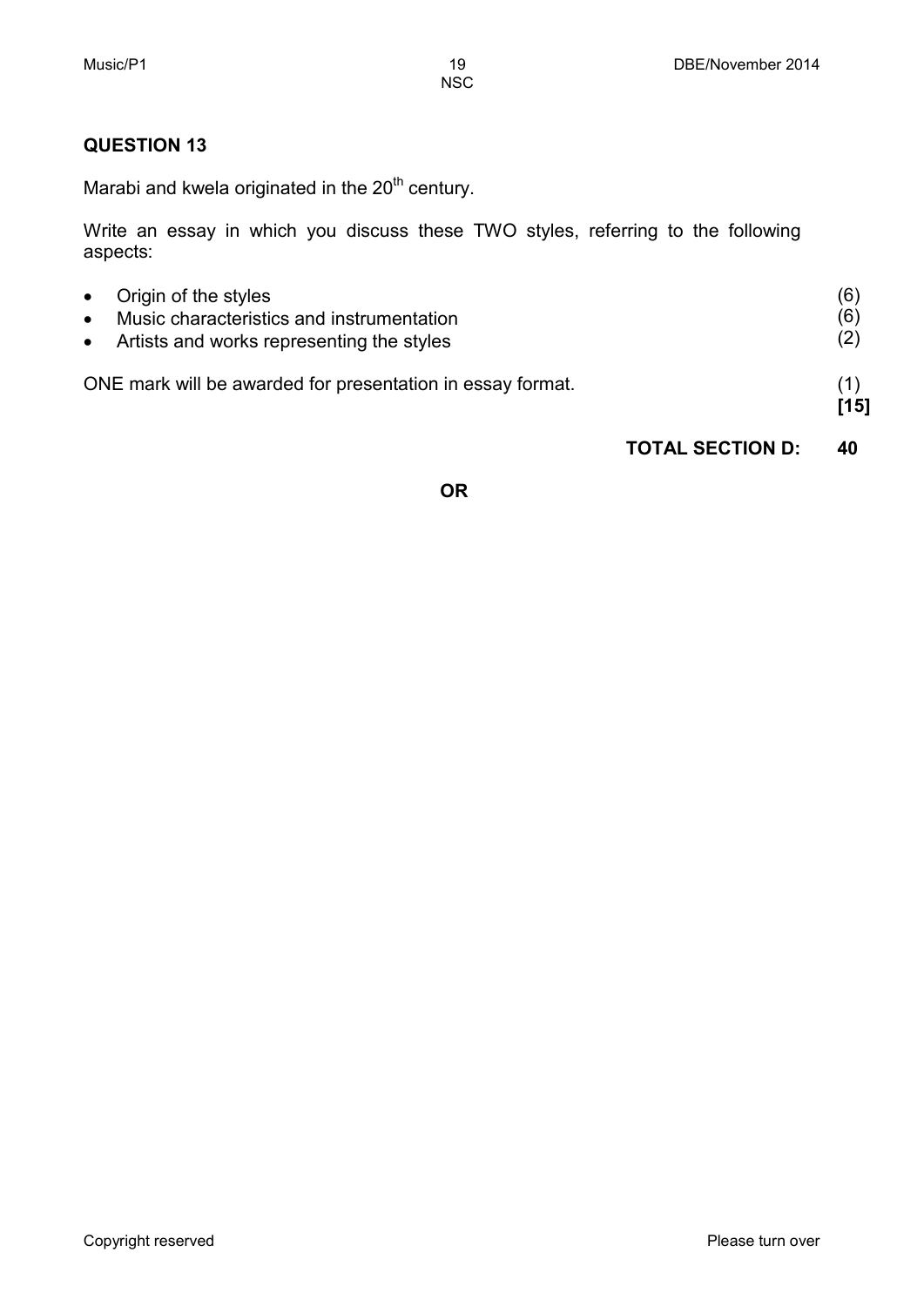## QUESTION 13

Marabi and kwela originated in the 20$^{th}$ century.

Write an essay in which you discuss these TWO styles, referring to the following aspects:

- Origin of the styles (6)
- Music characteristics and instrumentation (6)
- Artists and works representing the styles (2)

ONE mark will be awarded for presentation in essay format. (1)

**[15]**

**TOTAL SECTION D: 40**

**OR**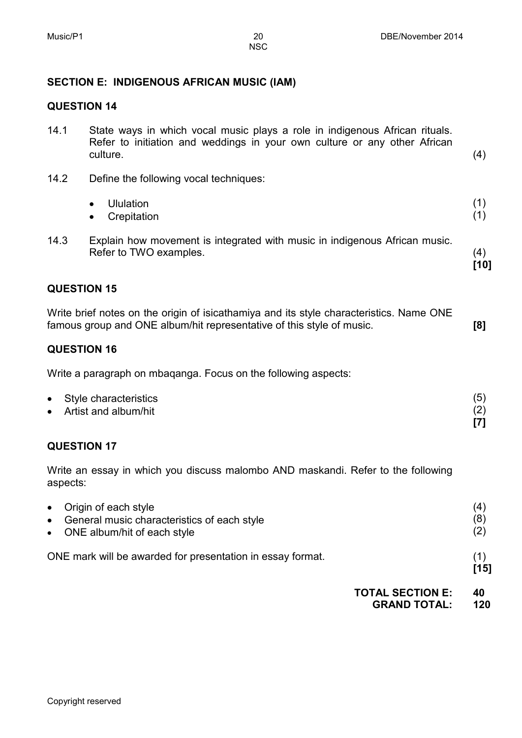## SECTION E: INDIGENOUS AFRICAN MUSIC (IAM)

### QUESTION 14

14.1 State ways in which vocal music plays a role in indigenous African rituals. Refer to initiation and weddings in your own culture or any other African culture. (4)

14.2 Define the following vocal techniques:

- Ululation (1)
- Crepitation (1)

14.3 Explain how movement is integrated with music in indigenous African music. Refer to TWO examples. (4)
**[10]**

### QUESTION 15

Write brief notes on the origin of isicathamiya and its style characteristics. Name ONE famous group and ONE album/hit representative of this style of music. **[8]**

### QUESTION 16

Write a paragraph on mbaqanga. Focus on the following aspects:

- Style characteristics (5)
- Artist and album/hit (2)

**[7]**

### QUESTION 17

Write an essay in which you discuss malombo AND maskandi. Refer to the following aspects:

- Origin of each style (4)
- General music characteristics of each style (8)
- ONE album/hit of each style (2)

ONE mark will be awarded for presentation in essay format. (1)
**[15]**

**TOTAL SECTION E: 40**
**GRAND TOTAL: 120**